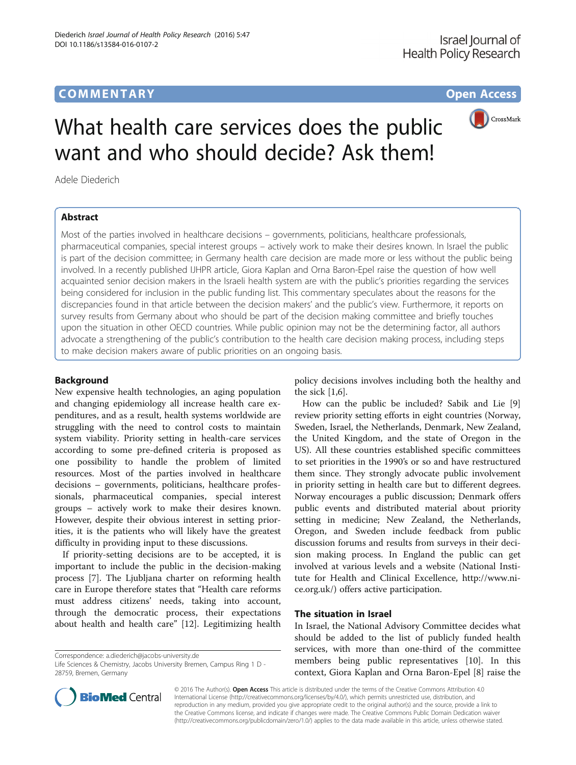COMMENTARY

Open Access

# What health care services does the public want and who should decide? Ask them!

Adele Diederich

## Abstract

Most of the parties involved in healthcare decisions – governments, politicians, healthcare professionals, pharmaceutical companies, special interest groups – actively work to make their desires known. In Israel the public is part of the decision committee; in Germany health care decision are made more or less without the public being involved. In a recently published IJHPR article, Giora Kaplan and Orna Baron-Epel raise the question of how well acquainted senior decision makers in the Israeli health system are with the public's priorities regarding the services being considered for inclusion in the public funding list. This commentary speculates about the reasons for the discrepancies found in that article between the decision makers' and the public's view. Furthermore, it reports on survey results from Germany about who should be part of the decision making committee and briefly touches upon the situation in other OECD countries. While public opinion may not be the determining factor, all authors advocate a strengthening of the public's contribution to the health care decision making process, including steps to make decision makers aware of public priorities on an ongoing basis.

## Background

New expensive health technologies, an aging population and changing epidemiology all increase health care expenditures, and as a result, health systems worldwide are struggling with the need to control costs to maintain system viability. Priority setting in health-care services according to some pre-defined criteria is proposed as one possibility to handle the problem of limited resources. Most of the parties involved in healthcare decisions – governments, politicians, healthcare professionals, pharmaceutical companies, special interest groups – actively work to make their desires known. However, despite their obvious interest in setting priorities, it is the patients who will likely have the greatest difficulty in providing input to these discussions.

If priority-setting decisions are to be accepted, it is important to include the public in the decision-making process [7]. The Ljubljana charter on reforming health care in Europe therefore states that "Health care reforms must address citizens' needs, taking into account, through the democratic process, their expectations about health and health care" [12]. Legitimizing health policy decisions involves including both the healthy and the sick [1,6].

How can the public be included? Sabik and Lie [9] review priority setting efforts in eight countries (Norway, Sweden, Israel, the Netherlands, Denmark, New Zealand, the United Kingdom, and the state of Oregon in the US). All these countries established specific committees to set priorities in the 1990's or so and have restructured them since. They strongly advocate public involvement in priority setting in health care but to different degrees. Norway encourages a public discussion; Denmark offers public events and distributed material about priority setting in medicine; New Zealand, the Netherlands, Oregon, and Sweden include feedback from public discussion forums and results from surveys in their decision making process. In England the public can get involved at various levels and a website (National Institute for Health and Clinical Excellence, http://www.nice.org.uk/) offers active participation.

## The situation in Israel

In Israel, the National Advisory Committee decides what should be added to the list of publicly funded health services, with more than one-third of the committee members being public representatives [10]. In this context, Giora Kaplan and Orna Baron-Epel [8] raise the

Correspondence: a.diederich@jacobs-university.de
Life Sciences & Chemistry, Jacobs University Bremen, Campus Ring 1 D - 28759, Bremen, Germany

© 2016 The Author(s). Open Access This article is distributed under the terms of the Creative Commons Attribution 4.0 International License (http://creativecommons.org/licenses/by/4.0/), which permits unrestricted use, distribution, and reproduction in any medium, provided you give appropriate credit to the original author(s) and the source, provide a link to the Creative Commons license, and indicate if changes were made. The Creative Commons Public Domain Dedication waiver (http://creativecommons.org/publicdomain/zero/1.0/) applies to the data made available in this article, unless otherwise stated.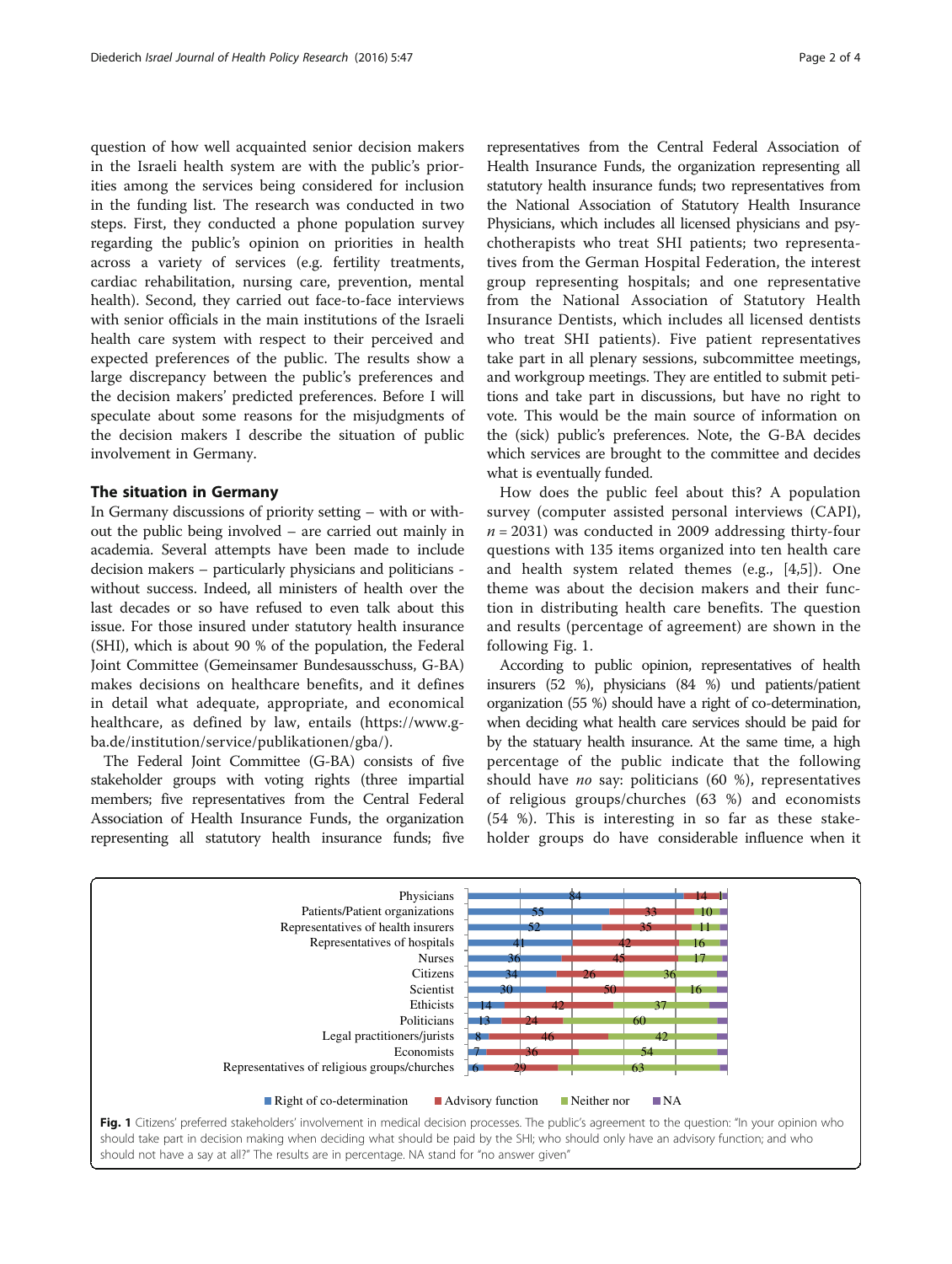question of how well acquainted senior decision makers in the Israeli health system are with the public's priorities among the services being considered for inclusion in the funding list. The research was conducted in two steps. First, they conducted a phone population survey regarding the public's opinion on priorities in health across a variety of services (e.g. fertility treatments, cardiac rehabilitation, nursing care, prevention, mental health). Second, they carried out face-to-face interviews with senior officials in the main institutions of the Israeli health care system with respect to their perceived and expected preferences of the public. The results show a large discrepancy between the public's preferences and the decision makers' predicted preferences. Before I will speculate about some reasons for the misjudgments of the decision makers I describe the situation of public involvement in Germany.

## The situation in Germany

In Germany discussions of priority setting – with or without the public being involved – are carried out mainly in academia. Several attempts have been made to include decision makers – particularly physicians and politicians - without success. Indeed, all ministers of health over the last decades or so have refused to even talk about this issue. For those insured under statutory health insurance (SHI), which is about 90 % of the population, the Federal Joint Committee (Gemeinsamer Bundesausschuss, G-BA) makes decisions on healthcare benefits, and it defines in detail what adequate, appropriate, and economical healthcare, as defined by law, entails (https://www.g-ba.de/institution/service/publikationen/gba/).

The Federal Joint Committee (G-BA) consists of five stakeholder groups with voting rights (three impartial members; five representatives from the Central Federal Association of Health Insurance Funds, the organization representing all statutory health insurance funds; five representatives from the Central Federal Association of Health Insurance Funds, the organization representing all statutory health insurance funds; two representatives from the National Association of Statutory Health Insurance Physicians, which includes all licensed physicians and psychotherapists who treat SHI patients; two representatives from the German Hospital Federation, the interest group representing hospitals; and one representative from the National Association of Statutory Health Insurance Dentists, which includes all licensed dentists who treat SHI patients). Five patient representatives take part in all plenary sessions, subcommittee meetings, and workgroup meetings. They are entitled to submit petitions and take part in discussions, but have no right to vote. This would be the main source of information on the (sick) public's preferences. Note, the G-BA decides which services are brought to the committee and decides what is eventually funded.

How does the public feel about this? A population survey (computer assisted personal interviews (CAPI), $n = 2031$) was conducted in 2009 addressing thirty-four questions with 135 items organized into ten health care and health system related themes (e.g., [4,5]). One theme was about the decision makers and their function in distributing health care benefits. The question and results (percentage of agreement) are shown in the following Fig. 1.

According to public opinion, representatives of health insurers (52 %), physicians (84 %) und patients/patient organization (55 %) should have a right of co-determination, when deciding what health care services should be paid for by the statuary health insurance. At the same time, a high percentage of the public indicate that the following should have *no* say: politicians (60 %), representatives of religious groups/churches (63 %) and economists (54 %). This is interesting in so far as these stakeholder groups do have considerable influence when it

| | Right of co-determination | Advisory function | Neither nor |
|---|---|---|---|
| Physicians | 84 | 14 | 1 |
| Patients/Patient organizations | 55 | 33 | 10 |
| Representatives of health insurers | 52 | 35 | 11 |
| Representatives of hospitals | 41 | 42 | 16 |
| Nurses | 36 | 45 | 17 |
| Citizens | 34 | 26 | 36 |
| Scientist | 30 | 50 | 16 |
| Ethicists | 14 | 42 | 37 |
| Politicians | 13 | 24 | 60 |
| Legal practitioners/jurists | 8 | 46 | 42 |
| Economists | 7 | 36 | 54 |
| Representatives of religious groups/churches | 6 | 29 | 63 |

**Fig. 1** Citizens' preferred stakeholders' involvement in medical decision processes. The public's agreement to the question: "In your opinion who should take part in decision making when deciding what should be paid by the SHI; who should only have an advisory function; and who should not have a say at all?" The results are in percentage. NA stand for "no answer given"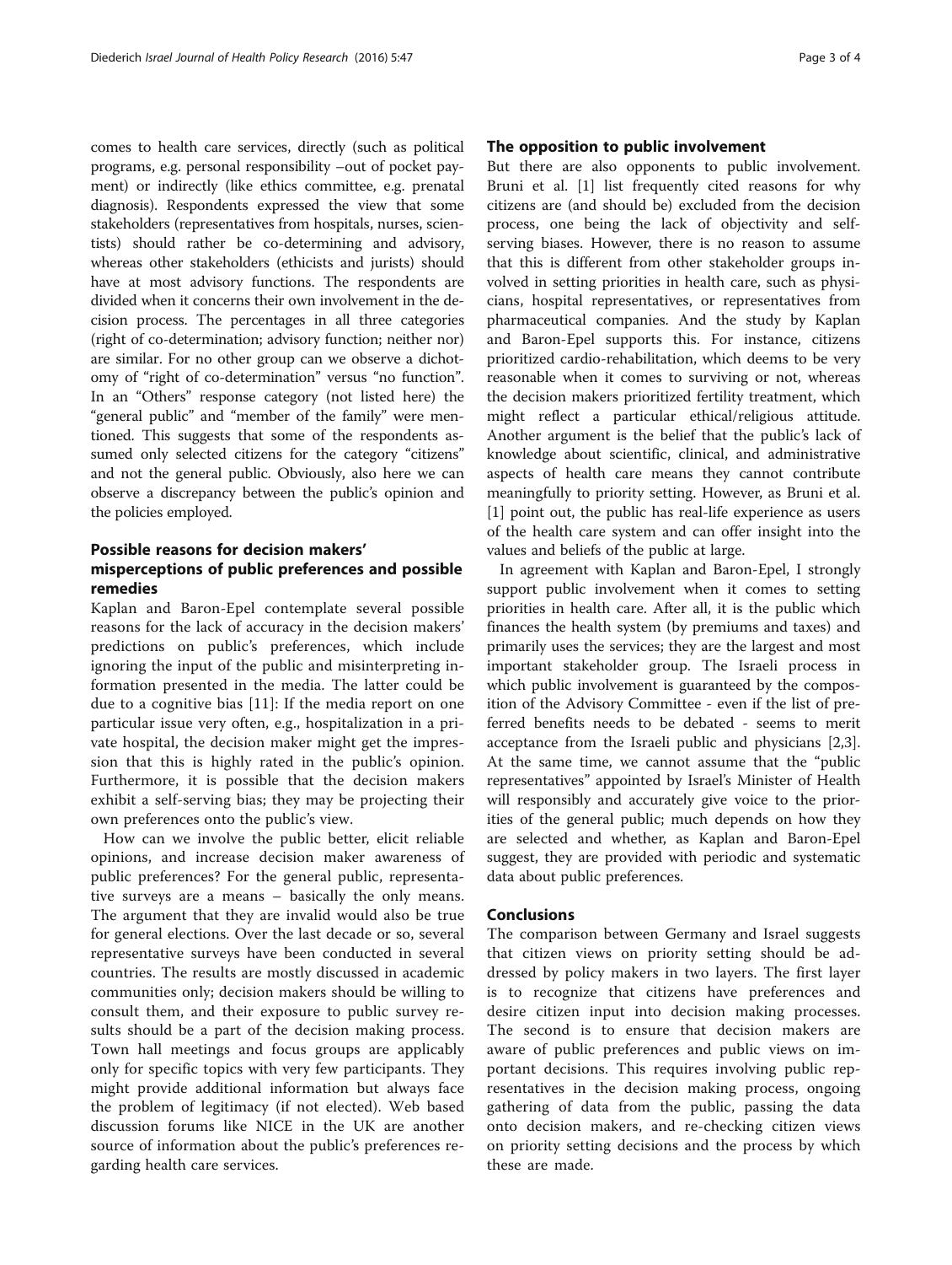comes to health care services, directly (such as political programs, e.g. personal responsibility –out of pocket payment) or indirectly (like ethics committee, e.g. prenatal diagnosis). Respondents expressed the view that some stakeholders (representatives from hospitals, nurses, scientists) should rather be co-determining and advisory, whereas other stakeholders (ethicists and jurists) should have at most advisory functions. The respondents are divided when it concerns their own involvement in the decision process. The percentages in all three categories (right of co-determination; advisory function; neither nor) are similar. For no other group can we observe a dichotomy of "right of co-determination" versus "no function". In an "Others" response category (not listed here) the "general public" and "member of the family" were mentioned. This suggests that some of the respondents assumed only selected citizens for the category "citizens" and not the general public. Obviously, also here we can observe a discrepancy between the public's opinion and the policies employed.

## Possible reasons for decision makers' misperceptions of public preferences and possible remedies

Kaplan and Baron-Epel contemplate several possible reasons for the lack of accuracy in the decision makers' predictions on public's preferences, which include ignoring the input of the public and misinterpreting information presented in the media. The latter could be due to a cognitive bias [11]: If the media report on one particular issue very often, e.g., hospitalization in a private hospital, the decision maker might get the impression that this is highly rated in the public's opinion. Furthermore, it is possible that the decision makers exhibit a self-serving bias; they may be projecting their own preferences onto the public's view.

How can we involve the public better, elicit reliable opinions, and increase decision maker awareness of public preferences? For the general public, representative surveys are a means – basically the only means. The argument that they are invalid would also be true for general elections. Over the last decade or so, several representative surveys have been conducted in several countries. The results are mostly discussed in academic communities only; decision makers should be willing to consult them, and their exposure to public survey results should be a part of the decision making process. Town hall meetings and focus groups are applicably only for specific topics with very few participants. They might provide additional information but always face the problem of legitimacy (if not elected). Web based discussion forums like NICE in the UK are another source of information about the public's preferences regarding health care services.

## The opposition to public involvement

But there are also opponents to public involvement. Bruni et al. [1] list frequently cited reasons for why citizens are (and should be) excluded from the decision process, one being the lack of objectivity and self-serving biases. However, there is no reason to assume that this is different from other stakeholder groups involved in setting priorities in health care, such as physicians, hospital representatives, or representatives from pharmaceutical companies. And the study by Kaplan and Baron-Epel supports this. For instance, citizens prioritized cardio-rehabilitation, which deems to be very reasonable when it comes to surviving or not, whereas the decision makers prioritized fertility treatment, which might reflect a particular ethical/religious attitude. Another argument is the belief that the public's lack of knowledge about scientific, clinical, and administrative aspects of health care means they cannot contribute meaningfully to priority setting. However, as Bruni et al. [1] point out, the public has real-life experience as users of the health care system and can offer insight into the values and beliefs of the public at large.

In agreement with Kaplan and Baron-Epel, I strongly support public involvement when it comes to setting priorities in health care. After all, it is the public which finances the health system (by premiums and taxes) and primarily uses the services; they are the largest and most important stakeholder group. The Israeli process in which public involvement is guaranteed by the composition of the Advisory Committee - even if the list of preferred benefits needs to be debated - seems to merit acceptance from the Israeli public and physicians [2,3]. At the same time, we cannot assume that the "public representatives" appointed by Israel's Minister of Health will responsibly and accurately give voice to the priorities of the general public; much depends on how they are selected and whether, as Kaplan and Baron-Epel suggest, they are provided with periodic and systematic data about public preferences.

## Conclusions

The comparison between Germany and Israel suggests that citizen views on priority setting should be addressed by policy makers in two layers. The first layer is to recognize that citizens have preferences and desire citizen input into decision making processes. The second is to ensure that decision makers are aware of public preferences and public views on important decisions. This requires involving public representatives in the decision making process, ongoing gathering of data from the public, passing the data onto decision makers, and re-checking citizen views on priority setting decisions and the process by which these are made.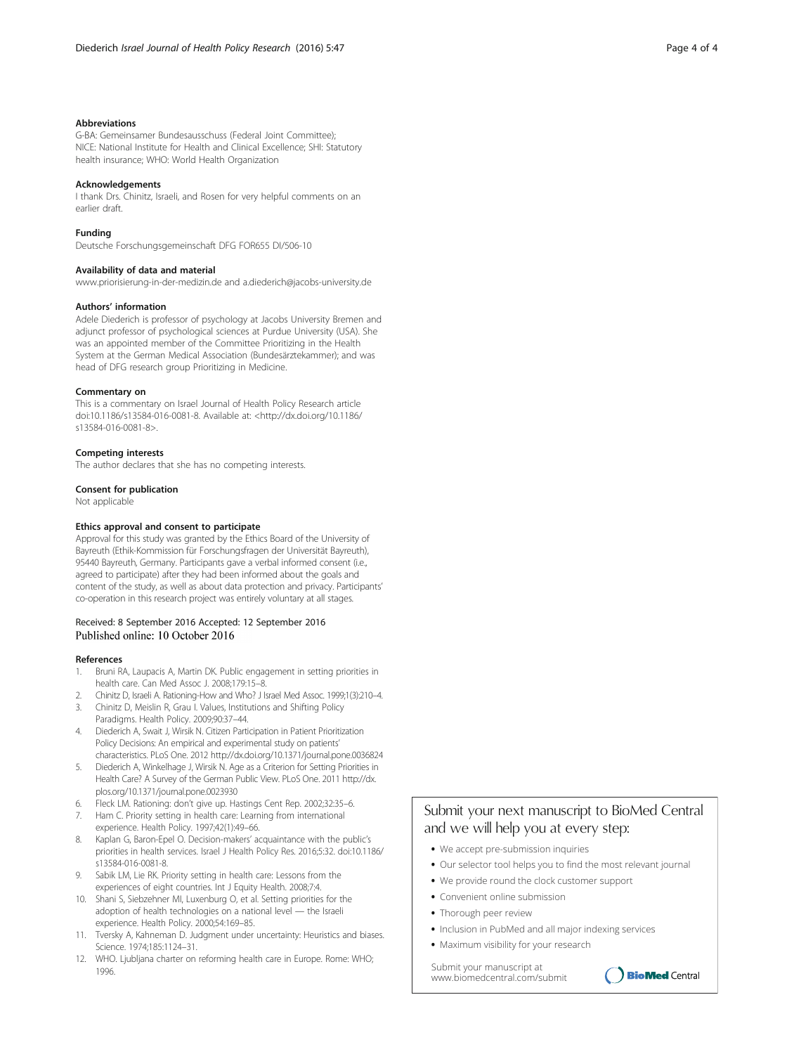### Abbreviations

G-BA: Gemeinsamer Bundesausschuss (Federal Joint Committee); NICE: National Institute for Health and Clinical Excellence; SHI: Statutory health insurance; WHO: World Health Organization

### Acknowledgements

I thank Drs. Chinitz, Israeli, and Rosen for very helpful comments on an earlier draft.

### Funding

Deutsche Forschungsgemeinschaft DFG FOR655 DI/506-10

### Availability of data and material

www.priorisierung-in-der-medizin.de and a.diederich@jacobs-university.de

### Authors' information

Adele Diederich is professor of psychology at Jacobs University Bremen and adjunct professor of psychological sciences at Purdue University (USA). She was an appointed member of the Committee Prioritizing in the Health System at the German Medical Association (Bundesärztekammer); and was head of DFG research group Prioritizing in Medicine.

### Commentary on

This is a commentary on Israel Journal of Health Policy Research article doi:10.1186/s13584-016-0081-8. Available at: <http://dx.doi.org/10.1186/s13584-016-0081-8>.

### Competing interests

The author declares that she has no competing interests.

### Consent for publication

Not applicable

### Ethics approval and consent to participate

Approval for this study was granted by the Ethics Board of the University of Bayreuth (Ethik-Kommission für Forschungsfragen der Universität Bayreuth), 95440 Bayreuth, Germany. Participants gave a verbal informed consent (i.e., agreed to participate) after they had been informed about the goals and content of the study, as well as about data protection and privacy. Participants' co-operation in this research project was entirely voluntary at all stages.

Received: 8 September 2016 Accepted: 12 September 2016
Published online: 10 October 2016

### References

1. Bruni RA, Laupacis A, Martin DK. Public engagement in setting priorities in health care. Can Med Assoc J. 2008;179:15–8.
2. Chinitz D, Israeli A. Rationing-How and Who? J Israel Med Assoc. 1999;1(3):210–4.
3. Chinitz D, Meislin R, Grau I. Values, Institutions and Shifting Policy Paradigms. Health Policy. 2009;90:37–44.
4. Diederich A, Swait J, Wirsik N. Citizen Participation in Patient Prioritization Policy Decisions: An empirical and experimental study on patients' characteristics. PLoS One. 2012 http://dx.doi.org/10.1371/journal.pone.0036824
5. Diederich A, Winkelhage J, Wirsik N. Age as a Criterion for Setting Priorities in Health Care? A Survey of the German Public View. PLoS One. 2011 http://dx.plos.org/10.1371/journal.pone.0023930
6. Fleck LM. Rationing: don't give up. Hastings Cent Rep. 2002;32:35–6.
7. Ham C. Priority setting in health care: Learning from international experience. Health Policy. 1997;42(1):49–66.
8. Kaplan G, Baron-Epel O. Decision-makers' acquaintance with the public's priorities in health services. Israel J Health Policy Res. 2016;5:32. doi:10.1186/s13584-016-0081-8.
9. Sabik LM, Lie RK. Priority setting in health care: Lessons from the experiences of eight countries. Int J Equity Health. 2008;7:4.
10. Shani S, Siebzehner MI, Luxenburg O, et al. Setting priorities for the adoption of health technologies on a national level — the Israeli experience. Health Policy. 2000;54:169–85.
11. Tversky A, Kahneman D. Judgment under uncertainty: Heuristics and biases. Science. 1974;185:1124–31.
12. WHO. Ljubljana charter on reforming health care in Europe. Rome: WHO; 1996.